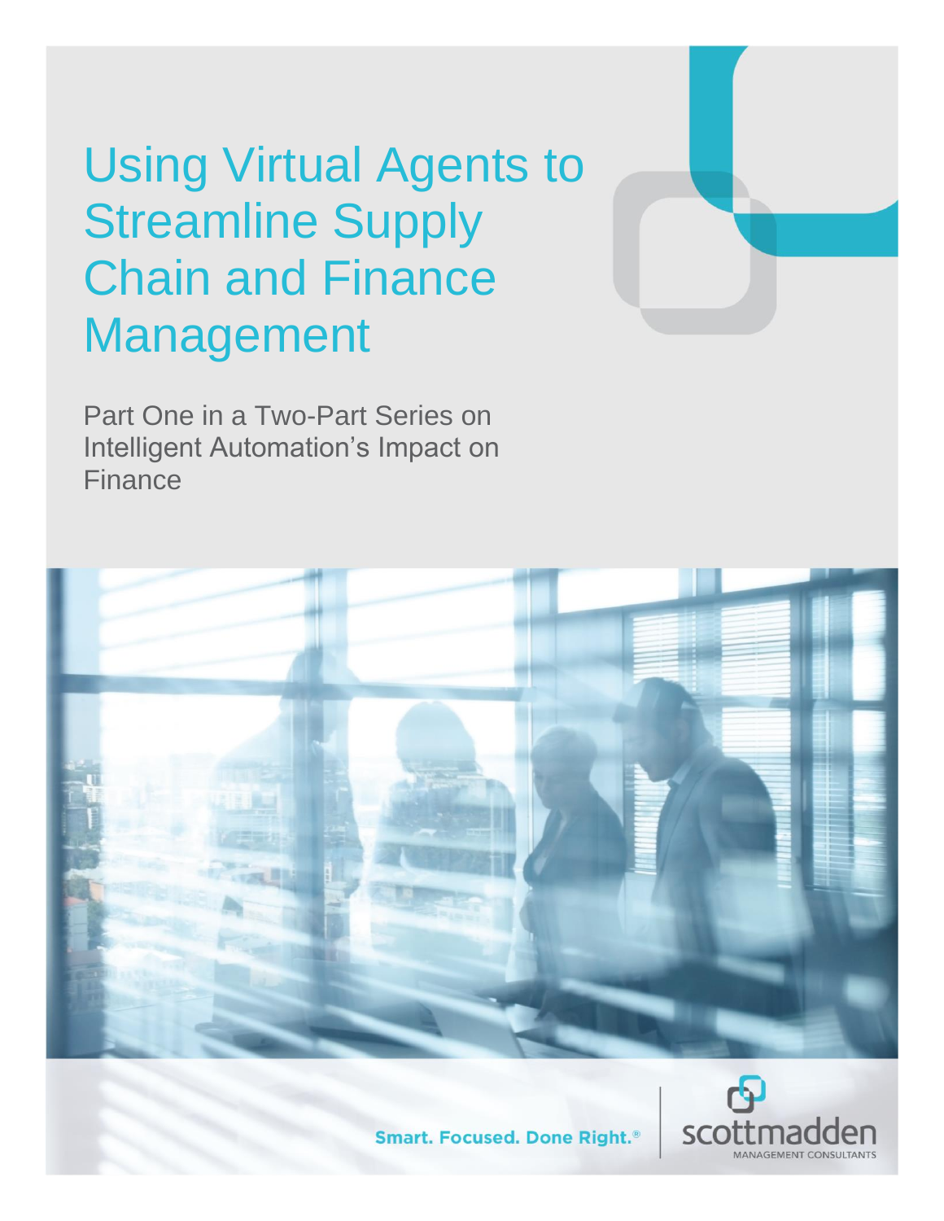# Using Virtual Agents to Streamline Supply Chain and Finance Management

Part One in a Two-Part Series on Intelligent Automation's Impact on Finance

Smart. Focused. Done Right.®

scottmadden
MANAGEMENT CONSULTANTS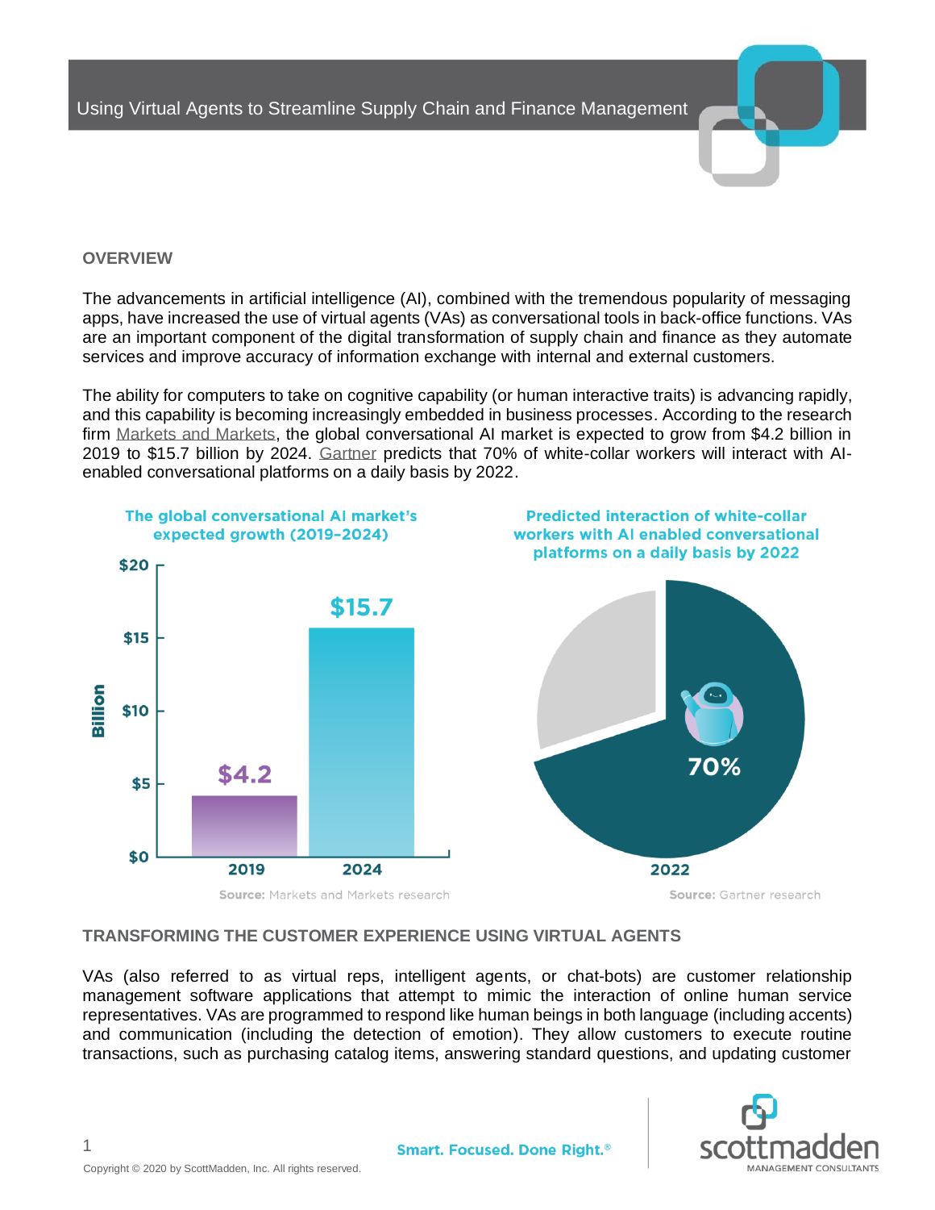## OVERVIEW

The advancements in artificial intelligence (AI), combined with the tremendous popularity of messaging apps, have increased the use of virtual agents (VAs) as conversational tools in back-office functions. VAs are an important component of the digital transformation of supply chain and finance as they automate services and improve accuracy of information exchange with internal and external customers.

The ability for computers to take on cognitive capability (or human interactive traits) is advancing rapidly, and this capability is becoming increasingly embedded in business processes. According to the research firm Markets and Markets, the global conversational AI market is expected to grow from $4.2 billion in 2019 to $15.7 billion by 2024. Gartner predicts that 70% of white-collar workers will interact with AI-enabled conversational platforms on a daily basis by 2022.

**The global conversational AI market's expected growth (2019–2024)**

| Year | Billion |
|---|---|
| 2019 | $4.2 |
| 2024 | $15.7 |

**Source:** Markets and Markets research

**Predicted interaction of white-collar workers with AI enabled conversational platforms on a daily basis by 2022**

2022: 70%

**Source:** Gartner research

## TRANSFORMING THE CUSTOMER EXPERIENCE USING VIRTUAL AGENTS

VAs (also referred to as virtual reps, intelligent agents, or chat-bots) are customer relationship management software applications that attempt to mimic the interaction of online human service representatives. VAs are programmed to respond like human beings in both language (including accents) and communication (including the detection of emotion). They allow customers to execute routine transactions, such as purchasing catalog items, answering standard questions, and updating customer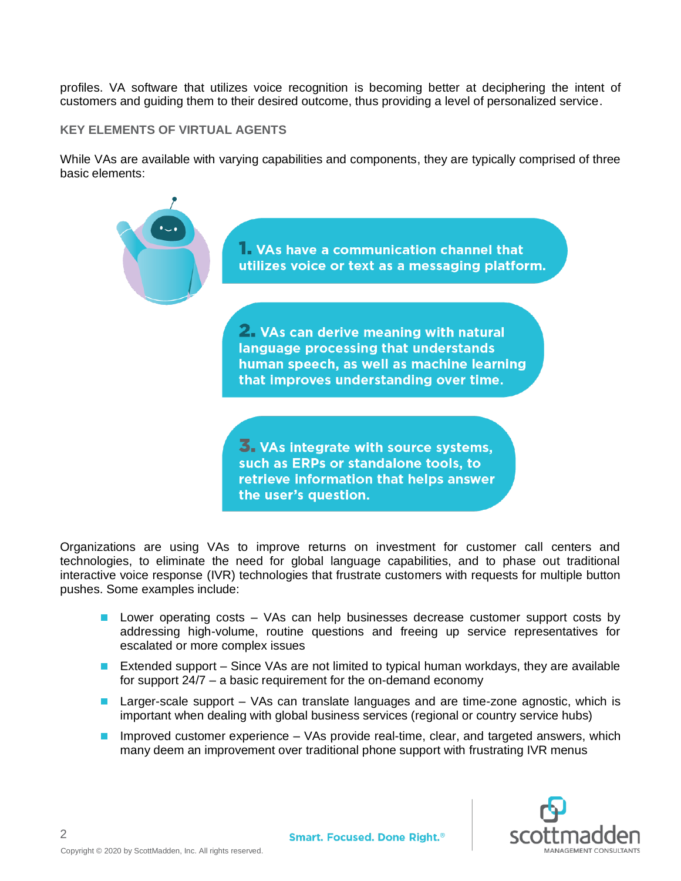profiles. VA software that utilizes voice recognition is becoming better at deciphering the intent of customers and guiding them to their desired outcome, thus providing a level of personalized service.

## KEY ELEMENTS OF VIRTUAL AGENTS

While VAs are available with varying capabilities and components, they are typically comprised of three basic elements:

1. **VAs have a communication channel that utilizes voice or text as a messaging platform.**

2. **VAs can derive meaning with natural language processing that understands human speech, as well as machine learning that improves understanding over time.**

3. **VAs integrate with source systems, such as ERPs or standalone tools, to retrieve information that helps answer the user's question.**

Organizations are using VAs to improve returns on investment for customer call centers and technologies, to eliminate the need for global language capabilities, and to phase out traditional interactive voice response (IVR) technologies that frustrate customers with requests for multiple button pushes. Some examples include:

- Lower operating costs – VAs can help businesses decrease customer support costs by addressing high-volume, routine questions and freeing up service representatives for escalated or more complex issues
- Extended support – Since VAs are not limited to typical human workdays, they are available for support 24/7 – a basic requirement for the on-demand economy
- Larger-scale support – VAs can translate languages and are time-zone agnostic, which is important when dealing with global business services (regional or country service hubs)
- Improved customer experience – VAs provide real-time, clear, and targeted answers, which many deem an improvement over traditional phone support with frustrating IVR menus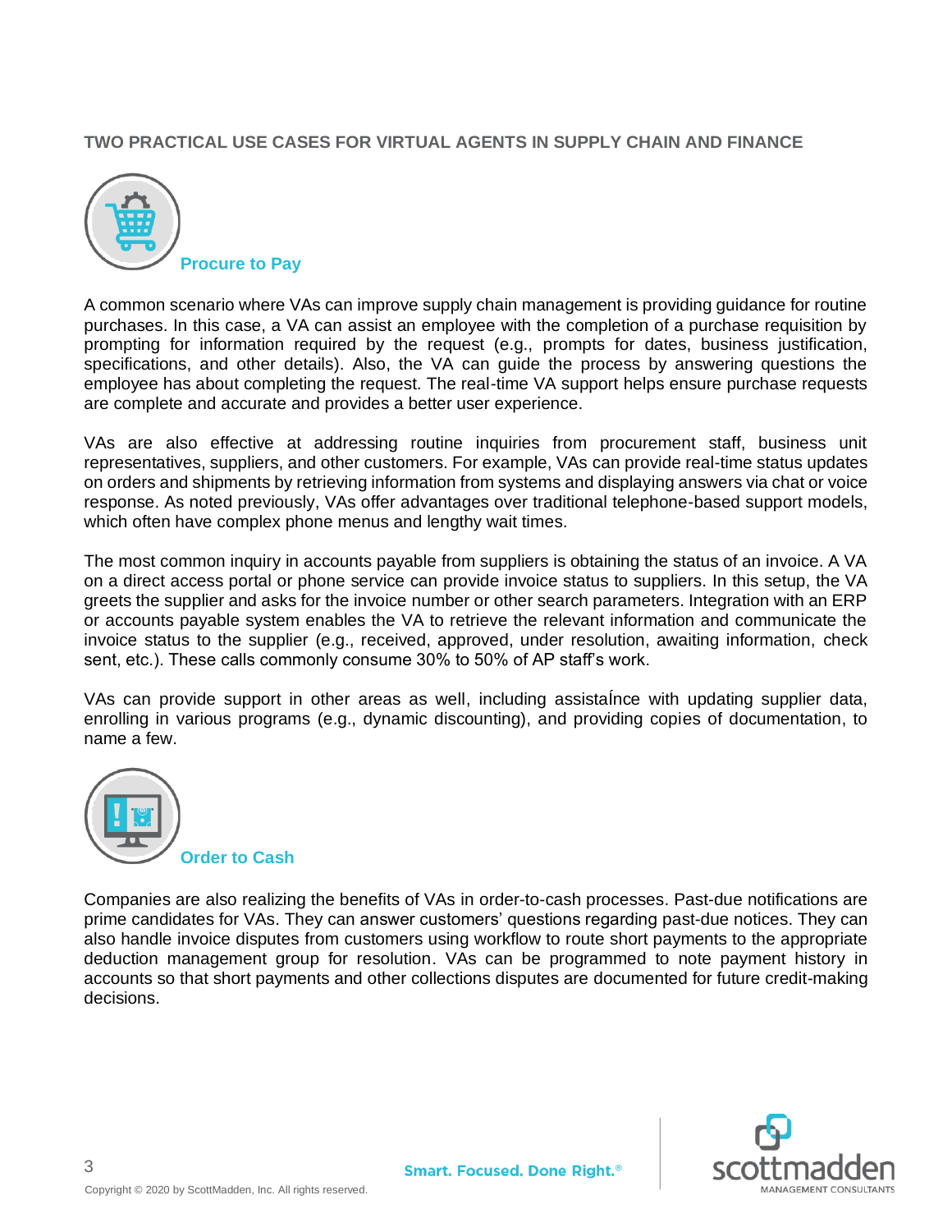## TWO PRACTICAL USE CASES FOR VIRTUAL AGENTS IN SUPPLY CHAIN AND FINANCE

### Procure to Pay

A common scenario where VAs can improve supply chain management is providing guidance for routine purchases. In this case, a VA can assist an employee with the completion of a purchase requisition by prompting for information required by the request (e.g., prompts for dates, business justification, specifications, and other details). Also, the VA can guide the process by answering questions the employee has about completing the request. The real-time VA support helps ensure purchase requests are complete and accurate and provides a better user experience.

VAs are also effective at addressing routine inquiries from procurement staff, business unit representatives, suppliers, and other customers. For example, VAs can provide real-time status updates on orders and shipments by retrieving information from systems and displaying answers via chat or voice response. As noted previously, VAs offer advantages over traditional telephone-based support models, which often have complex phone menus and lengthy wait times.

The most common inquiry in accounts payable from suppliers is obtaining the status of an invoice. A VA on a direct access portal or phone service can provide invoice status to suppliers. In this setup, the VA greets the supplier and asks for the invoice number or other search parameters. Integration with an ERP or accounts payable system enables the VA to retrieve the relevant information and communicate the invoice status to the supplier (e.g., received, approved, under resolution, awaiting information, check sent, etc.). These calls commonly consume 30% to 50% of AP staff's work.

VAs can provide support in other areas as well, including assistaÍnce with updating supplier data, enrolling in various programs (e.g., dynamic discounting), and providing copies of documentation, to name a few.

### Order to Cash

Companies are also realizing the benefits of VAs in order-to-cash processes. Past-due notifications are prime candidates for VAs. They can answer customers' questions regarding past-due notices. They can also handle invoice disputes from customers using workflow to route short payments to the appropriate deduction management group for resolution. VAs can be programmed to note payment history in accounts so that short payments and other collections disputes are documented for future credit-making decisions.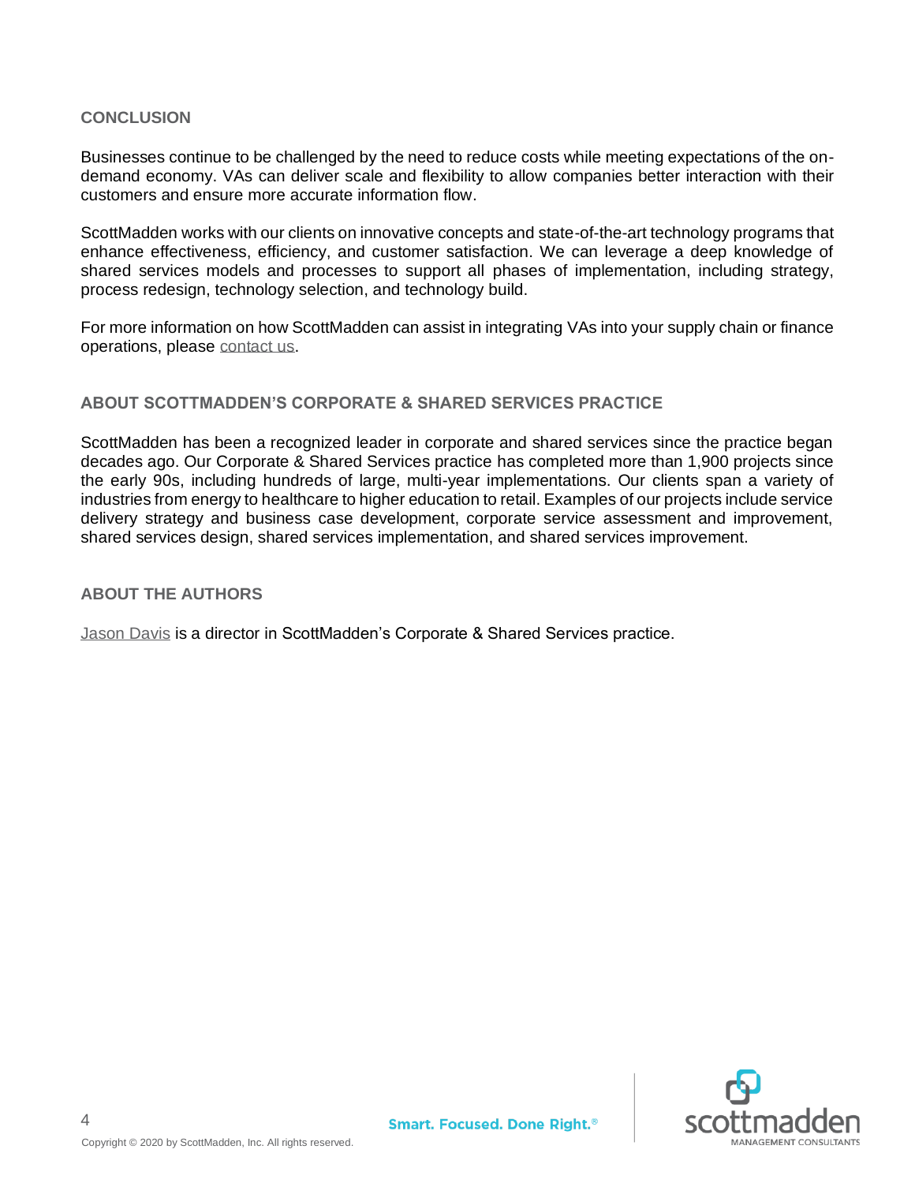## CONCLUSION

Businesses continue to be challenged by the need to reduce costs while meeting expectations of the on-demand economy. VAs can deliver scale and flexibility to allow companies better interaction with their customers and ensure more accurate information flow.

ScottMadden works with our clients on innovative concepts and state-of-the-art technology programs that enhance effectiveness, efficiency, and customer satisfaction. We can leverage a deep knowledge of shared services models and processes to support all phases of implementation, including strategy, process redesign, technology selection, and technology build.

For more information on how ScottMadden can assist in integrating VAs into your supply chain or finance operations, please contact us.

## ABOUT SCOTTMADDEN'S CORPORATE & SHARED SERVICES PRACTICE

ScottMadden has been a recognized leader in corporate and shared services since the practice began decades ago. Our Corporate & Shared Services practice has completed more than 1,900 projects since the early 90s, including hundreds of large, multi-year implementations. Our clients span a variety of industries from energy to healthcare to higher education to retail. Examples of our projects include service delivery strategy and business case development, corporate service assessment and improvement, shared services design, shared services implementation, and shared services improvement.

## ABOUT THE AUTHORS

Jason Davis is a director in ScottMadden's Corporate & Shared Services practice.